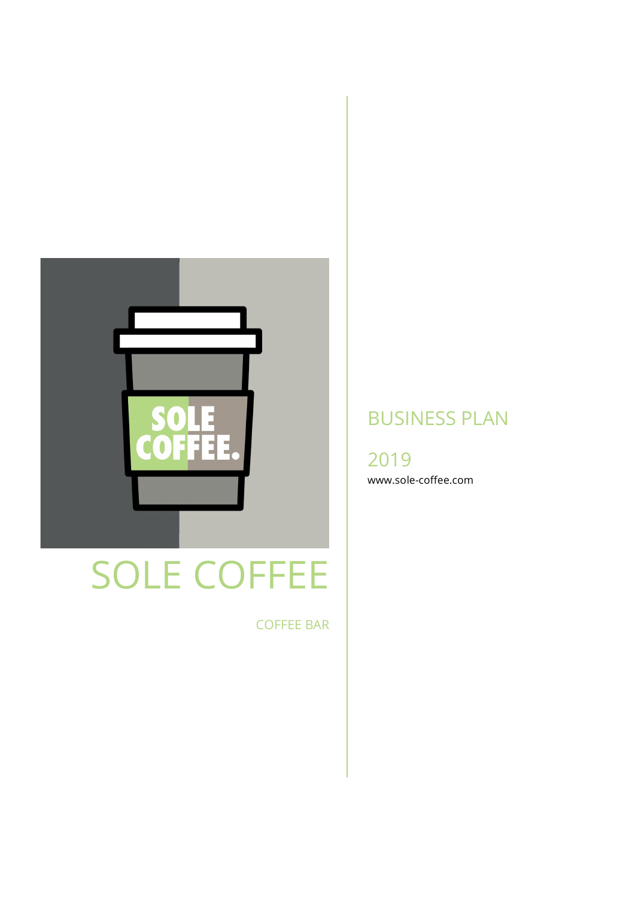# SOLE COFFEE

COFFEE BAR

## BUSINESS PLAN

2019

www.sole-coffee.com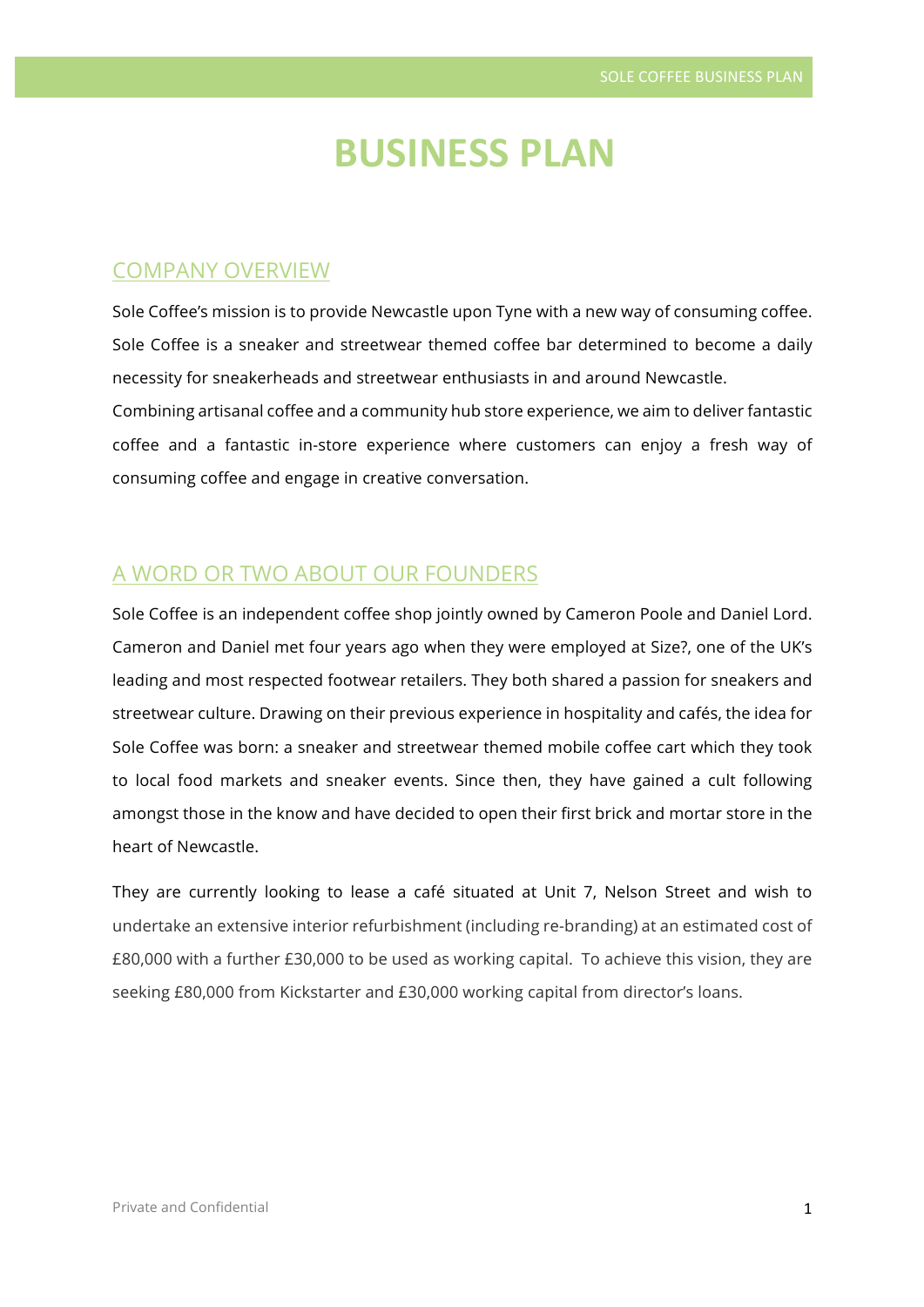# BUSINESS PLAN

## COMPANY OVERVIEW

Sole Coffee's mission is to provide Newcastle upon Tyne with a new way of consuming coffee. Sole Coffee is a sneaker and streetwear themed coffee bar determined to become a daily necessity for sneakerheads and streetwear enthusiasts in and around Newcastle.

Combining artisanal coffee and a community hub store experience, we aim to deliver fantastic coffee and a fantastic in-store experience where customers can enjoy a fresh way of consuming coffee and engage in creative conversation.

## A WORD OR TWO ABOUT OUR FOUNDERS

Sole Coffee is an independent coffee shop jointly owned by Cameron Poole and Daniel Lord. Cameron and Daniel met four years ago when they were employed at Size?, one of the UK's leading and most respected footwear retailers. They both shared a passion for sneakers and streetwear culture. Drawing on their previous experience in hospitality and cafés, the idea for Sole Coffee was born: a sneaker and streetwear themed mobile coffee cart which they took to local food markets and sneaker events. Since then, they have gained a cult following amongst those in the know and have decided to open their first brick and mortar store in the heart of Newcastle.

They are currently looking to lease a café situated at Unit 7, Nelson Street and wish to undertake an extensive interior refurbishment (including re-branding) at an estimated cost of £80,000 with a further £30,000 to be used as working capital. To achieve this vision, they are seeking £80,000 from Kickstarter and £30,000 working capital from director's loans.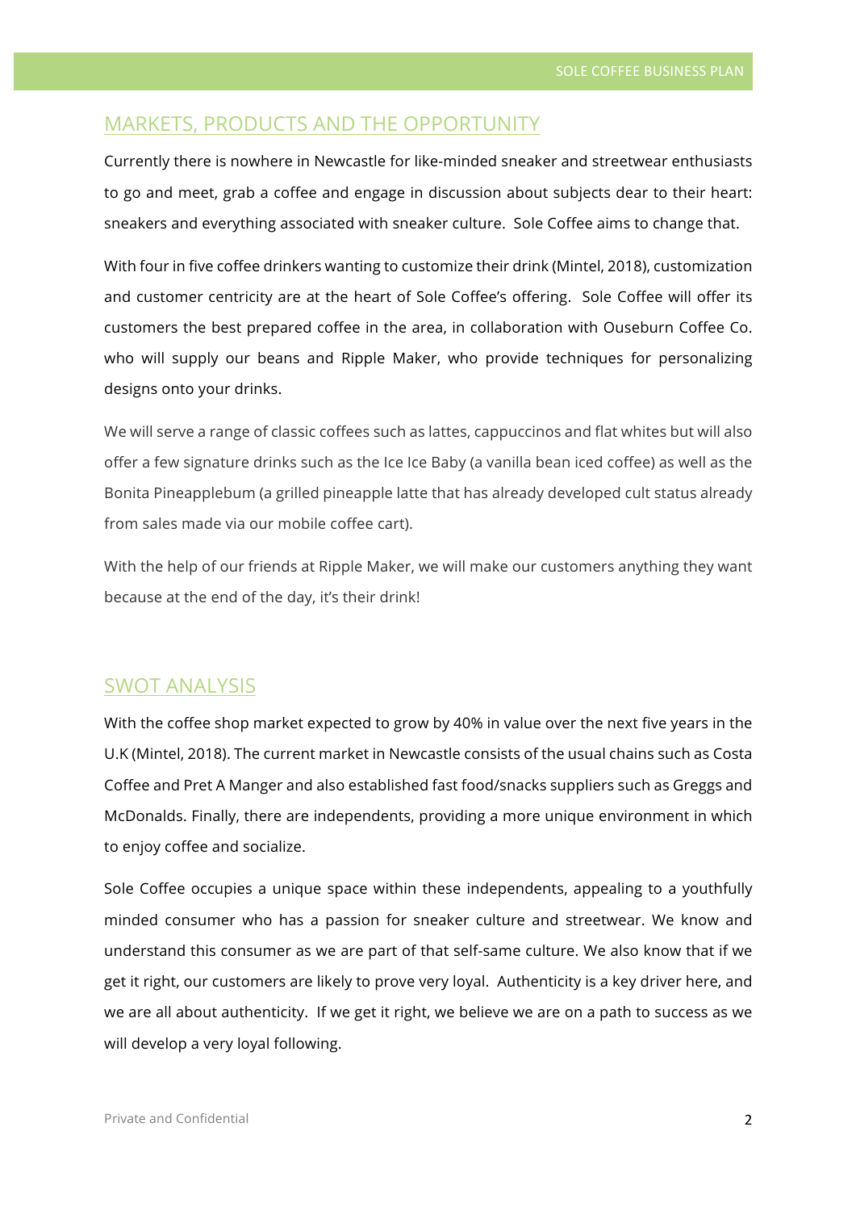## MARKETS, PRODUCTS AND THE OPPORTUNITY

Currently there is nowhere in Newcastle for like-minded sneaker and streetwear enthusiasts to go and meet, grab a coffee and engage in discussion about subjects dear to their heart: sneakers and everything associated with sneaker culture. Sole Coffee aims to change that.

With four in five coffee drinkers wanting to customize their drink (Mintel, 2018), customization and customer centricity are at the heart of Sole Coffee's offering. Sole Coffee will offer its customers the best prepared coffee in the area, in collaboration with Ouseburn Coffee Co. who will supply our beans and Ripple Maker, who provide techniques for personalizing designs onto your drinks.

We will serve a range of classic coffees such as lattes, cappuccinos and flat whites but will also offer a few signature drinks such as the Ice Ice Baby (a vanilla bean iced coffee) as well as the Bonita Pineapplebum (a grilled pineapple latte that has already developed cult status already from sales made via our mobile coffee cart).

With the help of our friends at Ripple Maker, we will make our customers anything they want because at the end of the day, it's their drink!

## SWOT ANALYSIS

With the coffee shop market expected to grow by 40% in value over the next five years in the U.K (Mintel, 2018). The current market in Newcastle consists of the usual chains such as Costa Coffee and Pret A Manger and also established fast food/snacks suppliers such as Greggs and McDonalds. Finally, there are independents, providing a more unique environment in which to enjoy coffee and socialize.

Sole Coffee occupies a unique space within these independents, appealing to a youthfully minded consumer who has a passion for sneaker culture and streetwear. We know and understand this consumer as we are part of that self-same culture. We also know that if we get it right, our customers are likely to prove very loyal. Authenticity is a key driver here, and we are all about authenticity. If we get it right, we believe we are on a path to success as we will develop a very loyal following.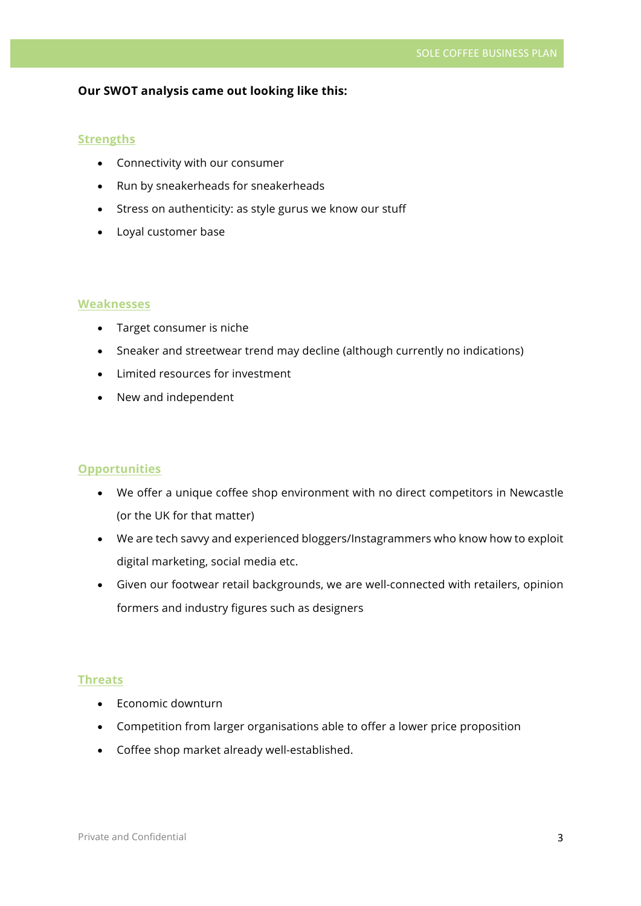**Our SWOT analysis came out looking like this:**

## Strengths

- Connectivity with our consumer
- Run by sneakerheads for sneakerheads
- Stress on authenticity: as style gurus we know our stuff
- Loyal customer base

## Weaknesses

- Target consumer is niche
- Sneaker and streetwear trend may decline (although currently no indications)
- Limited resources for investment
- New and independent

## Opportunities

- We offer a unique coffee shop environment with no direct competitors in Newcastle (or the UK for that matter)
- We are tech savvy and experienced bloggers/Instagrammers who know how to exploit digital marketing, social media etc.
- Given our footwear retail backgrounds, we are well-connected with retailers, opinion formers and industry figures such as designers

## Threats

- Economic downturn
- Competition from larger organisations able to offer a lower price proposition
- Coffee shop market already well-established.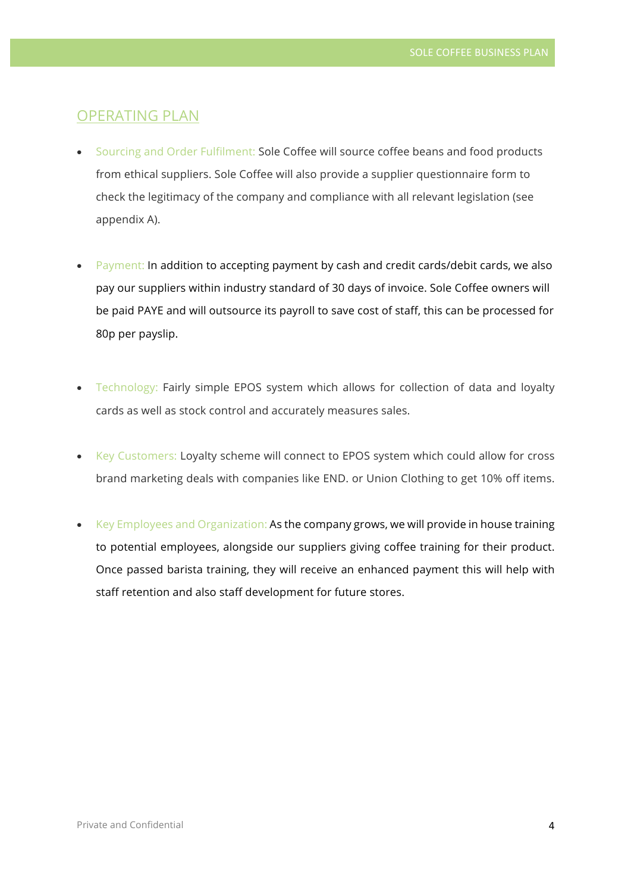## OPERATING PLAN

- Sourcing and Order Fulfilment: Sole Coffee will source coffee beans and food products from ethical suppliers. Sole Coffee will also provide a supplier questionnaire form to check the legitimacy of the company and compliance with all relevant legislation (see appendix A).

- Payment: In addition to accepting payment by cash and credit cards/debit cards, we also pay our suppliers within industry standard of 30 days of invoice. Sole Coffee owners will be paid PAYE and will outsource its payroll to save cost of staff, this can be processed for 80p per payslip.

- Technology: Fairly simple EPOS system which allows for collection of data and loyalty cards as well as stock control and accurately measures sales.

- Key Customers: Loyalty scheme will connect to EPOS system which could allow for cross brand marketing deals with companies like END. or Union Clothing to get 10% off items.

- Key Employees and Organization: As the company grows, we will provide in house training to potential employees, alongside our suppliers giving coffee training for their product. Once passed barista training, they will receive an enhanced payment this will help with staff retention and also staff development for future stores.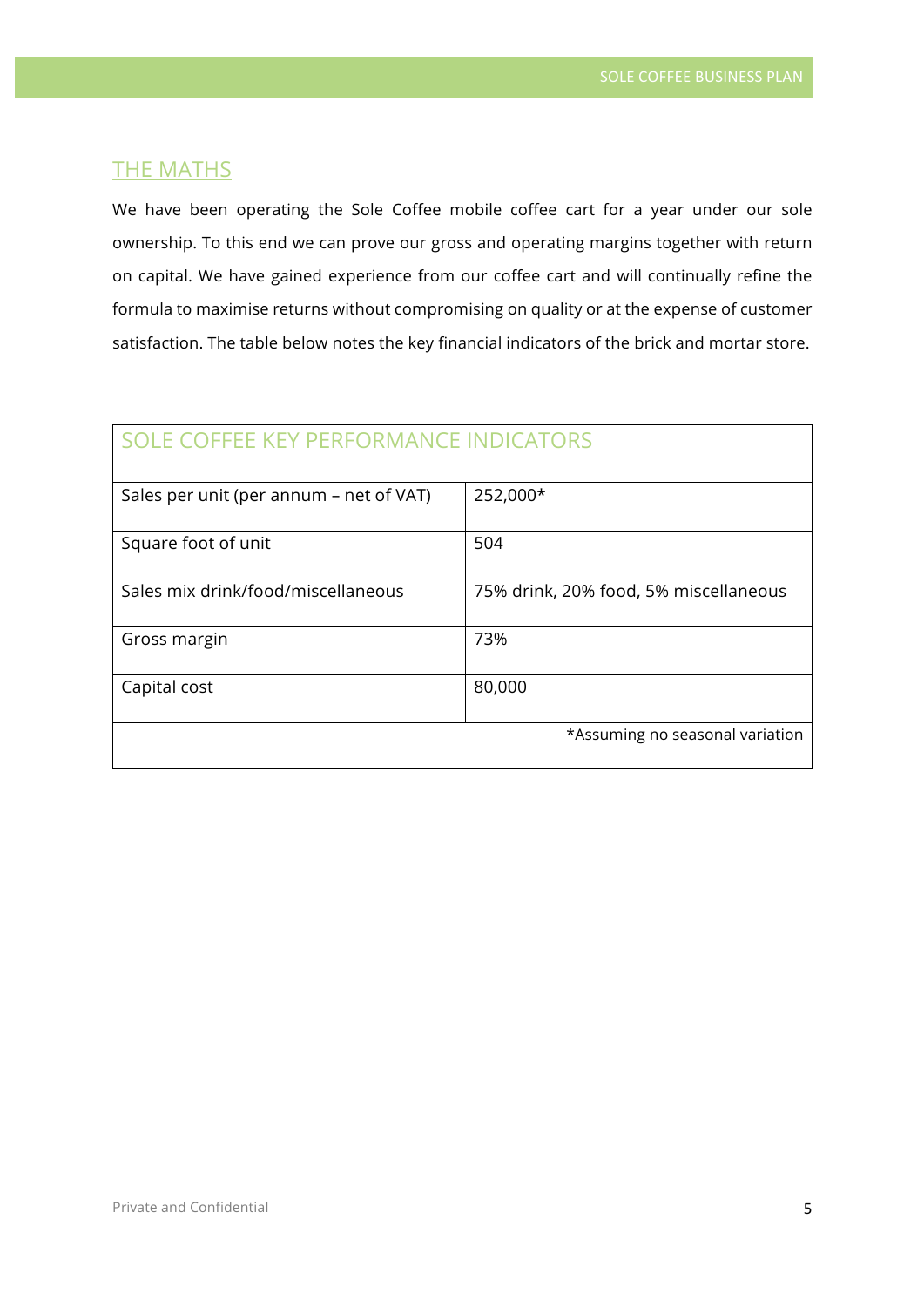## THE MATHS

We have been operating the Sole Coffee mobile coffee cart for a year under our sole ownership. To this end we can prove our gross and operating margins together with return on capital. We have gained experience from our coffee cart and will continually refine the formula to maximise returns without compromising on quality or at the expense of customer satisfaction. The table below notes the key financial indicators of the brick and mortar store.

| SOLE COFFEE KEY PERFORMANCE INDICATORS | |
|---|---|
| Sales per unit (per annum – net of VAT) | 252,000* |
| Square foot of unit | 504 |
| Sales mix drink/food/miscellaneous | 75% drink, 20% food, 5% miscellaneous |
| Gross margin | 73% |
| Capital cost | 80,000 |
| | *Assuming no seasonal variation |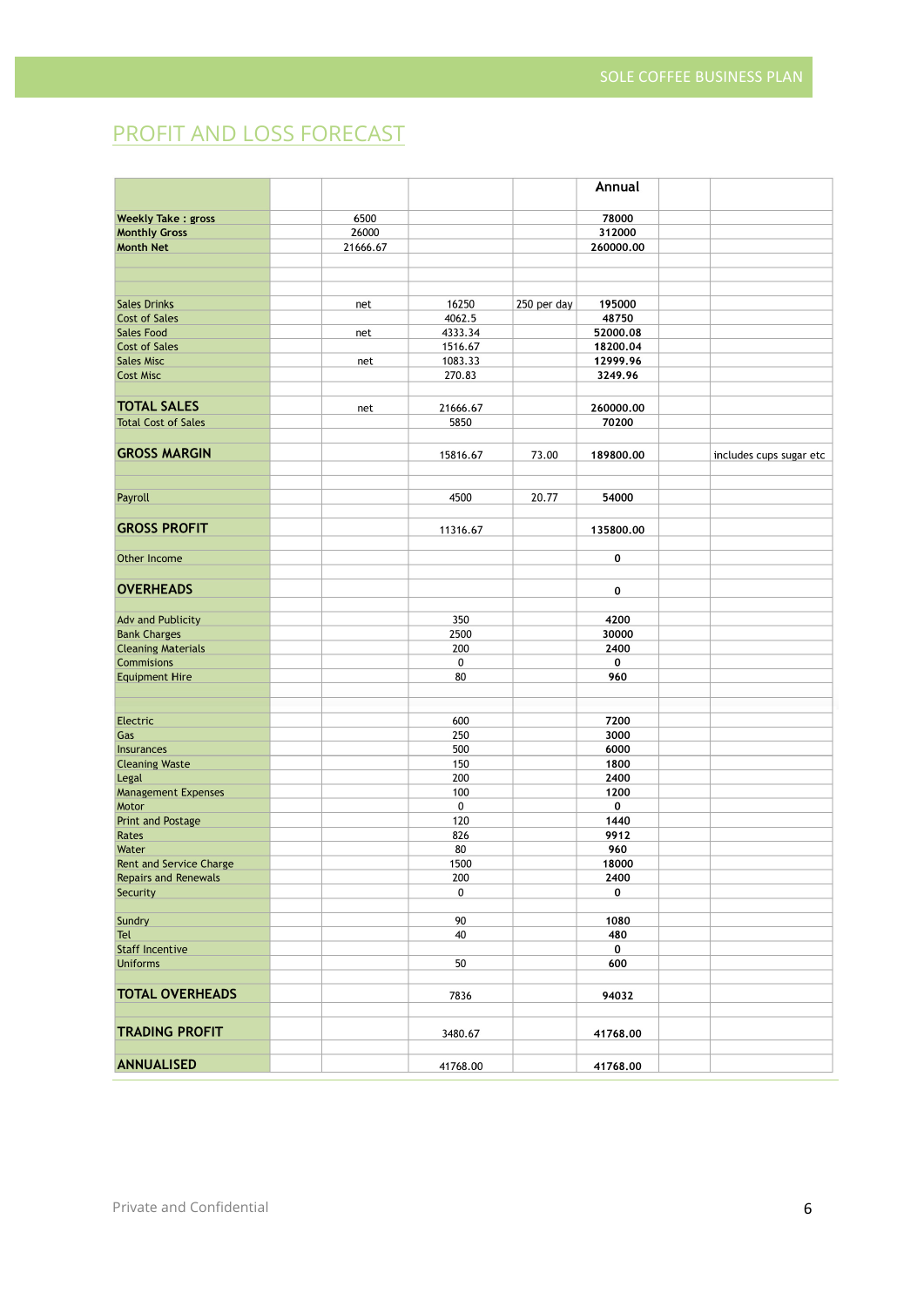## PROFIT AND LOSS FORECAST

| | | | | | Annual | | |
|---|---|---|---|---|---|---|---|
| **Weekly Take : gross** | | 6500 | | | 78000 | | |
| **Monthly Gross** | | 26000 | | | 312000 | | |
| **Month Net** | | 21666.67 | | | 260000.00 | | |
| | | | | | | | |
| | | | | | | | |
| | | | | | | | |
| Sales Drinks | | net | 16250 | 250 per day | 195000 | | |
| Cost of Sales | | | 4062.5 | | 48750 | | |
| Sales Food | | net | 4333.34 | | 52000.08 | | |
| Cost of Sales | | | 1516.67 | | 18200.04 | | |
| Sales Misc | | net | 1083.33 | | 12999.96 | | |
| Cost Misc | | | 270.83 | | 3249.96 | | |
| | | | | | | | |
| **TOTAL SALES** | | net | 21666.67 | | 260000.00 | | |
| Total Cost of Sales | | | 5850 | | 70200 | | |
| | | | | | | | |
| **GROSS MARGIN** | | | 15816.67 | 73.00 | 189800.00 | | includes cups sugar etc |
| | | | | | | | |
| | | | | | | | |
| Payroll | | | 4500 | 20.77 | 54000 | | |
| | | | | | | | |
| **GROSS PROFIT** | | | 11316.67 | | 135800.00 | | |
| | | | | | | | |
| Other Income | | | | | 0 | | |
| | | | | | | | |
| **OVERHEADS** | | | | | 0 | | |
| | | | | | | | |
| Adv and Publicity | | | 350 | | 4200 | | |
| Bank Charges | | | 2500 | | 30000 | | |
| Cleaning Materials | | | 200 | | 2400 | | |
| Commisions | | | 0 | | 0 | | |
| Equipment Hire | | | 80 | | 960 | | |
| | | | | | | | |
| | | | | | | | |
| Electric | | | 600 | | 7200 | | |
| Gas | | | 250 | | 3000 | | |
| Insurances | | | 500 | | 6000 | | |
| Cleaning Waste | | | 150 | | 1800 | | |
| Legal | | | 200 | | 2400 | | |
| Management Expenses | | | 100 | | 1200 | | |
| Motor | | | 0 | | 0 | | |
| Print and Postage | | | 120 | | 1440 | | |
| Rates | | | 826 | | 9912 | | |
| Water | | | 80 | | 960 | | |
| Rent and Service Charge | | | 1500 | | 18000 | | |
| Repairs and Renewals | | | 200 | | 2400 | | |
| Security | | | 0 | | 0 | | |
| | | | | | | | |
| Sundry | | | 90 | | 1080 | | |
| Tel | | | 40 | | 480 | | |
| Staff Incentive | | | | | 0 | | |
| Uniforms | | | 50 | | 600 | | |
| | | | | | | | |
| **TOTAL OVERHEADS** | | | 7836 | | 94032 | | |
| | | | | | | | |
| **TRADING PROFIT** | | | 3480.67 | | 41768.00 | | |
| | | | | | | | |
| **ANNUALISED** | | | 41768.00 | | 41768.00 | | |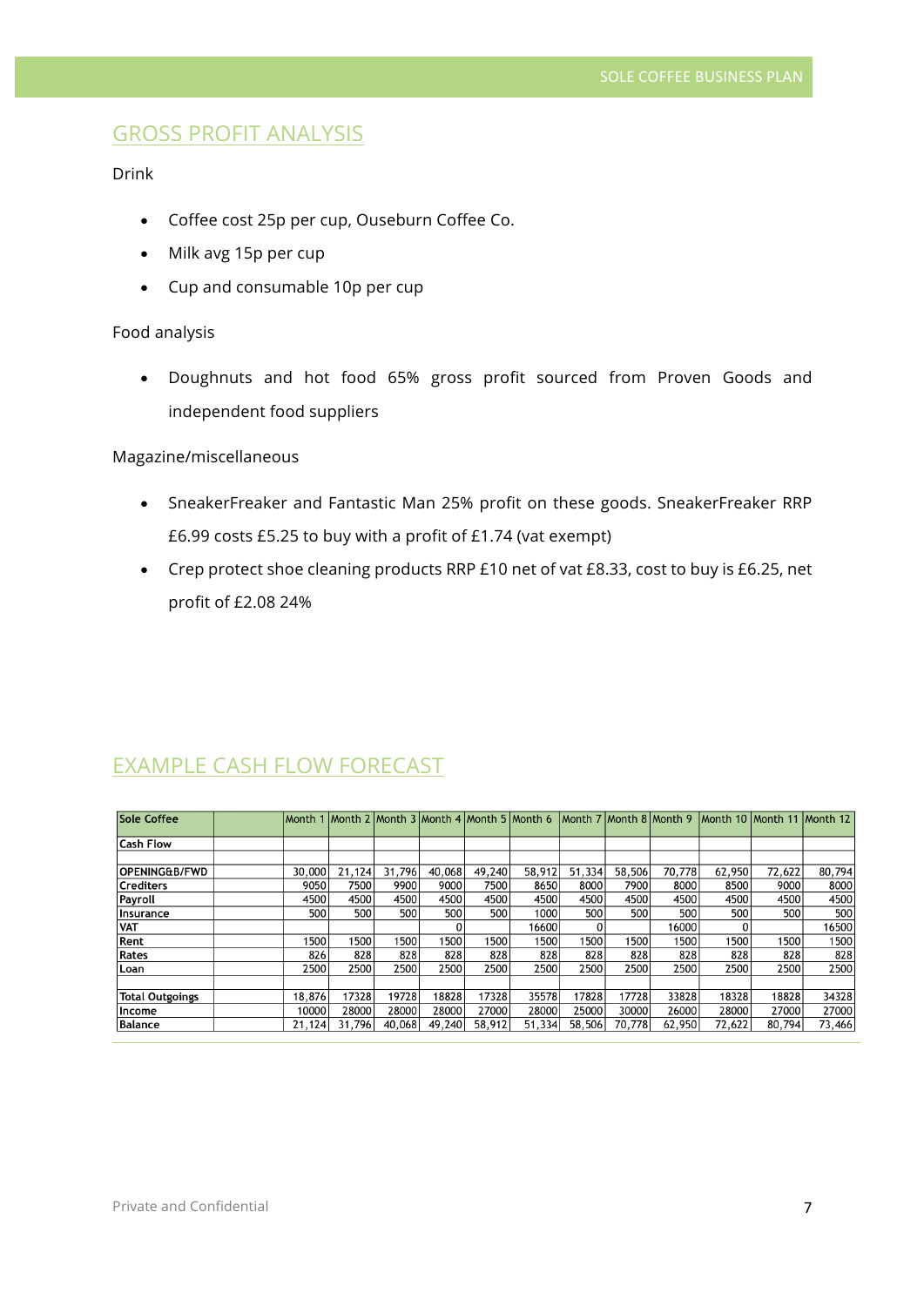## GROSS PROFIT ANALYSIS

Drink

- Coffee cost 25p per cup, Ouseburn Coffee Co.
- Milk avg 15p per cup
- Cup and consumable 10p per cup

Food analysis

- Doughnuts and hot food 65% gross profit sourced from Proven Goods and independent food suppliers

Magazine/miscellaneous

- SneakerFreaker and Fantastic Man 25% profit on these goods. SneakerFreaker RRP £6.99 costs £5.25 to buy with a profit of £1.74 (vat exempt)
- Crep protect shoe cleaning products RRP £10 net of vat £8.33, cost to buy is £6.25, net profit of £2.08 24%

## EXAMPLE CASH FLOW FORECAST

| Sole Coffee | | Month 1 | Month 2 | Month 3 | Month 4 | Month 5 | Month 6 | Month 7 | Month 8 | Month 9 | Month 10 | Month 11 | Month 12 |
|---|---|---|---|---|---|---|---|---|---|---|---|---|---|
| Cash Flow | | | | | | | | | | | | | |
| | | | | | | | | | | | | | |
| OPENINGB/FWD | | 30,000 | 21,124 | 31,796 | 40,068 | 49,240 | 58,912 | 51,334 | 58,506 | 70,778 | 62,950 | 72,622 | 80,794 |
| Crediters | | 9050 | 7500 | 9900 | 9000 | 7500 | 8650 | 8000 | 7900 | 8000 | 8500 | 9000 | 8000 |
| Payroll | | 4500 | 4500 | 4500 | 4500 | 4500 | 4500 | 4500 | 4500 | 4500 | 4500 | 4500 | 4500 |
| Insurance | | 500 | 500 | 500 | 500 | 500 | 1000 | 500 | 500 | 500 | 500 | 500 | 500 |
| VAT | | | | | 0 | | 16600 | 0 | | 16000 | 0 | | 16500 |
| Rent | | 1500 | 1500 | 1500 | 1500 | 1500 | 1500 | 1500 | 1500 | 1500 | 1500 | 1500 | 1500 |
| Rates | | 826 | 828 | 828 | 828 | 828 | 828 | 828 | 828 | 828 | 828 | 828 | 828 |
| Loan | | 2500 | 2500 | 2500 | 2500 | 2500 | 2500 | 2500 | 2500 | 2500 | 2500 | 2500 | 2500 |
| | | | | | | | | | | | | | |
| Total Outgoings | | 18,876 | 17328 | 19728 | 18828 | 17328 | 35578 | 17828 | 17728 | 33828 | 18328 | 18828 | 34328 |
| Income | | 10000 | 28000 | 28000 | 28000 | 27000 | 28000 | 25000 | 30000 | 26000 | 28000 | 27000 | 27000 |
| Balance | | 21,124 | 31,796 | 40,068 | 49,240 | 58,912 | 51,334 | 58,506 | 70,778 | 62,950 | 72,622 | 80,794 | 73,466 |

Private and Confidential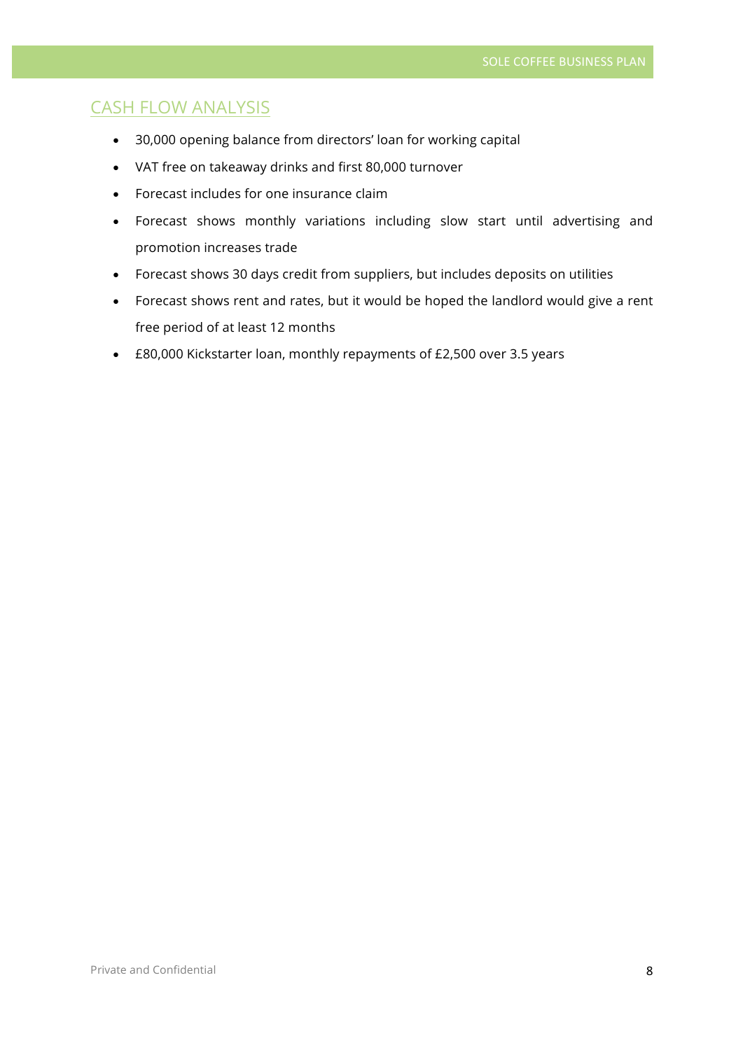## CASH FLOW ANALYSIS

- 30,000 opening balance from directors' loan for working capital
- VAT free on takeaway drinks and first 80,000 turnover
- Forecast includes for one insurance claim
- Forecast shows monthly variations including slow start until advertising and promotion increases trade
- Forecast shows 30 days credit from suppliers, but includes deposits on utilities
- Forecast shows rent and rates, but it would be hoped the landlord would give a rent free period of at least 12 months
- £80,000 Kickstarter loan, monthly repayments of £2,500 over 3.5 years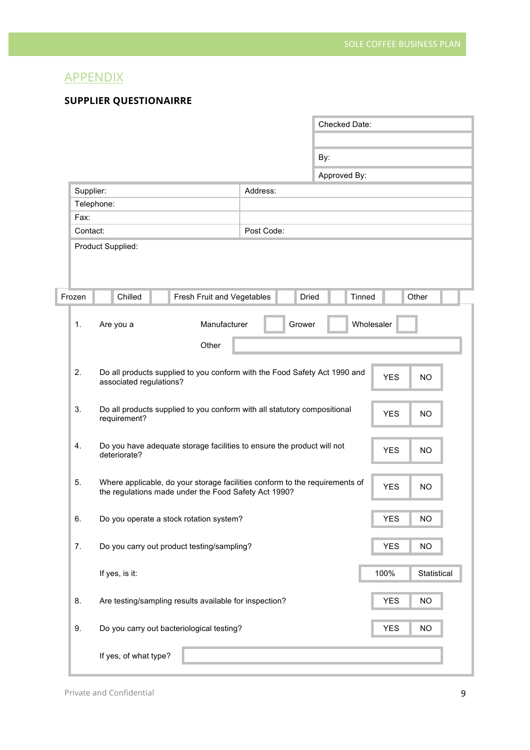## APPENDIX

### SUPPLIER QUESTIONAIRRE

| Checked Date: |
|---|
| |
| By: |
| Approved By: |

| Supplier: | Address: |
|---|---|
| Telephone: | |
| Fax: | |
| Contact: | Post Code: |

Product Supplied:

| Frozen | | Chilled | | Fresh Fruit and Vegetables | | Dried | | Tinned | | Other | |
|---|---|---|---|---|---|---|---|---|---|---|---|

| | | | |
|---|---|---|---|
| 1. | Are you a | Manufacturer [ ] Grower [ ] Wholesaler [ ] | |
| | | Other [ ] | |
| 2. | Do all products supplied to you conform with the Food Safety Act 1990 and associated regulations? | YES | NO |
| 3. | Do all products supplied to you conform with all statutory compositional requirement? | YES | NO |
| 4. | Do you have adequate storage facilities to ensure the product will not deteriorate? | YES | NO |
| 5. | Where applicable, do your storage facilities conform to the requirements of the regulations made under the Food Safety Act 1990? | YES | NO |
| 6. | Do you operate a stock rotation system? | YES | NO |
| 7. | Do you carry out product testing/sampling? | YES | NO |
| | If yes, is it: | 100% | Statistical |
| 8. | Are testing/sampling results available for inspection? | YES | NO |
| 9. | Do you carry out bacteriological testing? | YES | NO |
| | If yes, of what type? | | |

Private and Confidential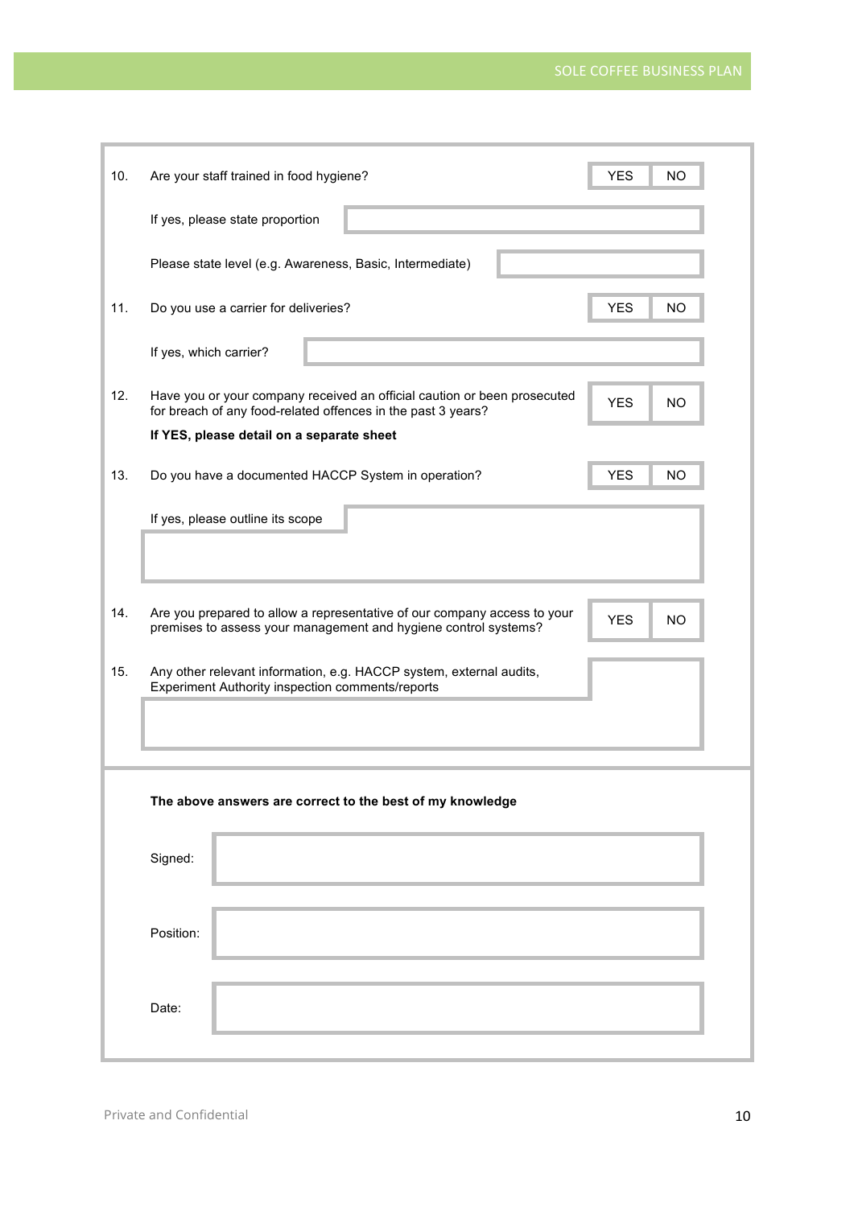10. Are your staff trained in food hygiene? YES NO

    If yes, please state proportion

    Please state level (e.g. Awareness, Basic, Intermediate)

11. Do you use a carrier for deliveries? YES NO

    If yes, which carrier?

12. Have you or your company received an official caution or been prosecuted for breach of any food-related offences in the past 3 years? YES NO

    **If YES, please detail on a separate sheet**

13. Do you have a documented HACCP System in operation? YES NO

    If yes, please outline its scope

14. Are you prepared to allow a representative of our company access to your premises to assess your management and hygiene control systems? YES NO

15. Any other relevant information, e.g. HACCP system, external audits, Experiment Authority inspection comments/reports

**The above answers are correct to the best of my knowledge**

Signed:

Position:

Date:

Private and Confidential